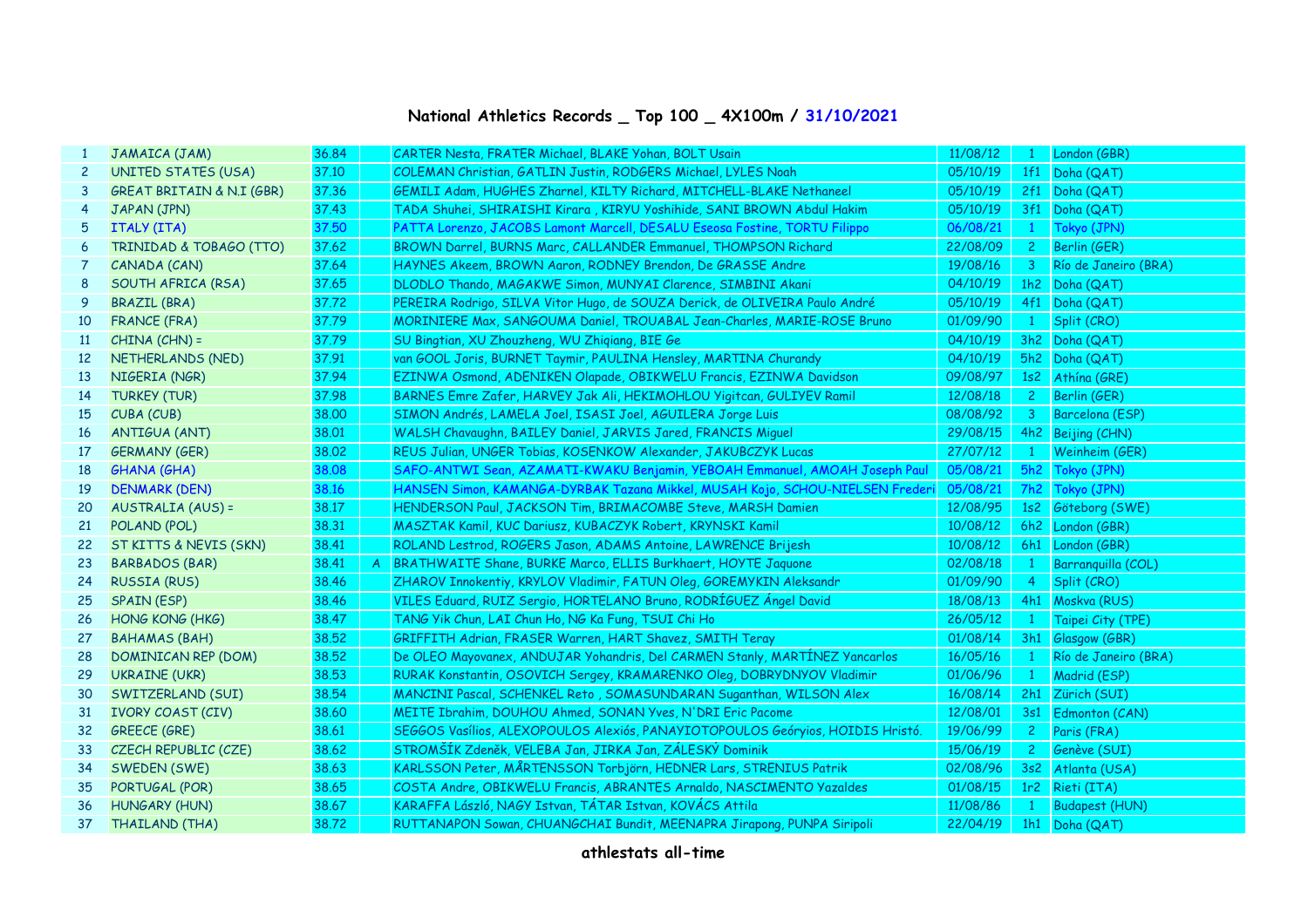## National Athletics Records _ Top 100 _ 4X100m / 31/10/2021

| | | | | | | | |
|---|---|---|---|---|---|---|---|
| 1 | JAMAICA (JAM) | 36.84 | | CARTER Nesta, FRATER Michael, BLAKE Yohan, BOLT Usain | 11/08/12 | 1 | London (GBR) |
| 2 | UNITED STATES (USA) | 37.10 | | COLEMAN Christian, GATLIN Justin, RODGERS Michael, LYLES Noah | 05/10/19 | 1f1 | Doha (QAT) |
| 3 | GREAT BRITAIN & N.I (GBR) | 37.36 | | GEMILI Adam, HUGHES Zharnel, KILTY Richard, MITCHELL-BLAKE Nethaneel | 05/10/19 | 2f1 | Doha (QAT) |
| 4 | JAPAN (JPN) | 37.43 | | TADA Shuhei, SHIRAISHI Kirara , KIRYU Yoshihide, SANI BROWN Abdul Hakim | 05/10/19 | 3f1 | Doha (QAT) |
| 5 | ITALY (ITA) | 37.50 | | PATTA Lorenzo, JACOBS Lamont Marcell, DESALU Eseosa Fostine, TORTU Filippo | 06/08/21 | 1 | Tokyo (JPN) |
| 6 | TRINIDAD & TOBAGO (TTO) | 37.62 | | BROWN Darrel, BURNS Marc, CALLANDER Emmanuel, THOMPSON Richard | 22/08/09 | 2 | Berlin (GER) |
| 7 | CANADA (CAN) | 37.64 | | HAYNES Akeem, BROWN Aaron, RODNEY Brendon, De GRASSE Andre | 19/08/16 | 3 | Río de Janeiro (BRA) |
| 8 | SOUTH AFRICA (RSA) | 37.65 | | DLODLO Thando, MAGAKWE Simon, MUNYAI Clarence, SIMBINI Akani | 04/10/19 | 1h2 | Doha (QAT) |
| 9 | BRAZIL (BRA) | 37.72 | | PEREIRA Rodrigo, SILVA Vitor Hugo, de SOUZA Derick, de OLIVEIRA Paulo André | 05/10/19 | 4f1 | Doha (QAT) |
| 10 | FRANCE (FRA) | 37.79 | | MORINIERE Max, SANGOUMA Daniel, TROUABAL Jean-Charles, MARIE-ROSE Bruno | 01/09/90 | 1 | Split (CRO) |
| 11 | CHINA (CHN) = | 37.79 | | SU Bingtian, XU Zhouzheng, WU Zhiqiang, BIE Ge | 04/10/19 | 3h2 | Doha (QAT) |
| 12 | NETHERLANDS (NED) | 37.91 | | van GOOL Joris, BURNET Taymir, PAULINA Hensley, MARTINA Churandy | 04/10/19 | 5h2 | Doha (QAT) |
| 13 | NIGERIA (NGR) | 37.94 | | EZINWA Osmond, ADENIKEN Olapade, OBIKWELU Francis, EZINWA Davidson | 09/08/97 | 1s2 | Athína (GRE) |
| 14 | TURKEY (TUR) | 37.98 | | BARNES Emre Zafer, HARVEY Jak Ali, HEKIMOHLOU Yigitcan, GULIYEV Ramil | 12/08/18 | 2 | Berlin (GER) |
| 15 | CUBA (CUB) | 38.00 | | SIMON Andrés, LAMELA Joel, ISASI Joel, AGUILERA Jorge Luis | 08/08/92 | 3 | Barcelona (ESP) |
| 16 | ANTIGUA (ANT) | 38.01 | | WALSH Chavaughn, BAILEY Daniel, JARVIS Jared, FRANCIS Miguel | 29/08/15 | 4h2 | Beijing (CHN) |
| 17 | GERMANY (GER) | 38.02 | | REUS Julian, UNGER Tobias, KOSENKOW Alexander, JAKUBCZYK Lucas | 27/07/12 | 1 | Weinheim (GER) |
| 18 | GHANA (GHA) | 38.08 | | SAFO-ANTWI Sean, AZAMATI-KWAKU Benjamin, YEBOAH Emmanuel, AMOAH Joseph Paul | 05/08/21 | 5h2 | Tokyo (JPN) |
| 19 | DENMARK (DEN) | 38.16 | | HANSEN Simon, KAMANGA-DYRBAK Tazana Mikkel, MUSAH Kojo, SCHOU-NIELSEN Frederi | 05/08/21 | 7h2 | Tokyo (JPN) |
| 20 | AUSTRALIA (AUS) = | 38.17 | | HENDERSON Paul, JACKSON Tim, BRIMACOMBE Steve, MARSH Damien | 12/08/95 | 1s2 | Göteborg (SWE) |
| 21 | POLAND (POL) | 38.31 | | MASZTAK Kamil, KUC Dariusz, KUBACZYK Robert, KRYNSKI Kamil | 10/08/12 | 6h2 | London (GBR) |
| 22 | ST KITTS & NEVIS (SKN) | 38.41 | | ROLAND Lestrod, ROGERS Jason, ADAMS Antoine, LAWRENCE Brijesh | 10/08/12 | 6h1 | London (GBR) |
| 23 | BARBADOS (BAR) | 38.41 | A | BRATHWAITE Shane, BURKE Marco, ELLIS Burkhaert, HOYTE Jaquone | 02/08/18 | 1 | Barranquilla (COL) |
| 24 | RUSSIA (RUS) | 38.46 | | ZHAROV Innokentiy, KRYLOV Vladimir, FATUN Oleg, GOREMYKIN Aleksandr | 01/09/90 | 4 | Split (CRO) |
| 25 | SPAIN (ESP) | 38.46 | | VILES Eduard, RUIZ Sergio, HORTELANO Bruno, RODRÍGUEZ Ángel David | 18/08/13 | 4h1 | Moskva (RUS) |
| 26 | HONG KONG (HKG) | 38.47 | | TANG Yik Chun, LAI Chun Ho, NG Ka Fung, TSUI Chi Ho | 26/05/12 | 1 | Taipei City (TPE) |
| 27 | BAHAMAS (BAH) | 38.52 | | GRIFFITH Adrian, FRASER Warren, HART Shavez, SMITH Teray | 01/08/14 | 3h1 | Glasgow (GBR) |
| 28 | DOMINICAN REP (DOM) | 38.52 | | De OLEO Mayovanex, ANDUJAR Yohandris, Del CARMEN Stanly, MARTÍNEZ Yancarlos | 16/05/16 | 1 | Río de Janeiro (BRA) |
| 29 | UKRAINE (UKR) | 38.53 | | RURAK Konstantin, OSOVICH Sergey, KRAMARENKO Oleg, DOBRYDNYOV Vladimir | 01/06/96 | 1 | Madrid (ESP) |
| 30 | SWITZERLAND (SUI) | 38.54 | | MANCINI Pascal, SCHENKEL Reto , SOMASUNDARAN Suganthan, WILSON Alex | 16/08/14 | 2h1 | Zürich (SUI) |
| 31 | IVORY COAST (CIV) | 38.60 | | MEITE Ibrahim, DOUHOU Ahmed, SONAN Yves, N'DRI Eric Pacome | 12/08/01 | 3s1 | Edmonton (CAN) |
| 32 | GREECE (GRE) | 38.61 | | SEGGOS Vasílios, ALEXOPOULOS Alexiós, PANAYIOTOPOULOS Geóryios, HOIDIS Hristó. | 19/06/99 | 2 | Paris (FRA) |
| 33 | CZECH REPUBLIC (CZE) | 38.62 | | STROMŠÍK Zdeněk, VELEBA Jan, JIRKA Jan, ZÁLESKÝ Dominik | 15/06/19 | 2 | Genève (SUI) |
| 34 | SWEDEN (SWE) | 38.63 | | KARLSSON Peter, MÅRTENSSON Torbjörn, HEDNER Lars, STRENIUS Patrik | 02/08/96 | 3s2 | Atlanta (USA) |
| 35 | PORTUGAL (POR) | 38.65 | | COSTA Andre, OBIKWELU Francis, ABRANTES Arnaldo, NASCIMENTO Yazaldes | 01/08/15 | 1r2 | Rieti (ITA) |
| 36 | HUNGARY (HUN) | 38.67 | | KARAFFA László, NAGY Istvan, TÁTAR Istvan, KOVÁCS Attila | 11/08/86 | 1 | Budapest (HUN) |
| 37 | THAILAND (THA) | 38.72 | | RUTTANAPON Sowan, CHUANGCHAI Bundit, MEENAPRA Jirapong, PUNPA Siripoli | 22/04/19 | 1h1 | Doha (QAT) |

**athlestats all-time**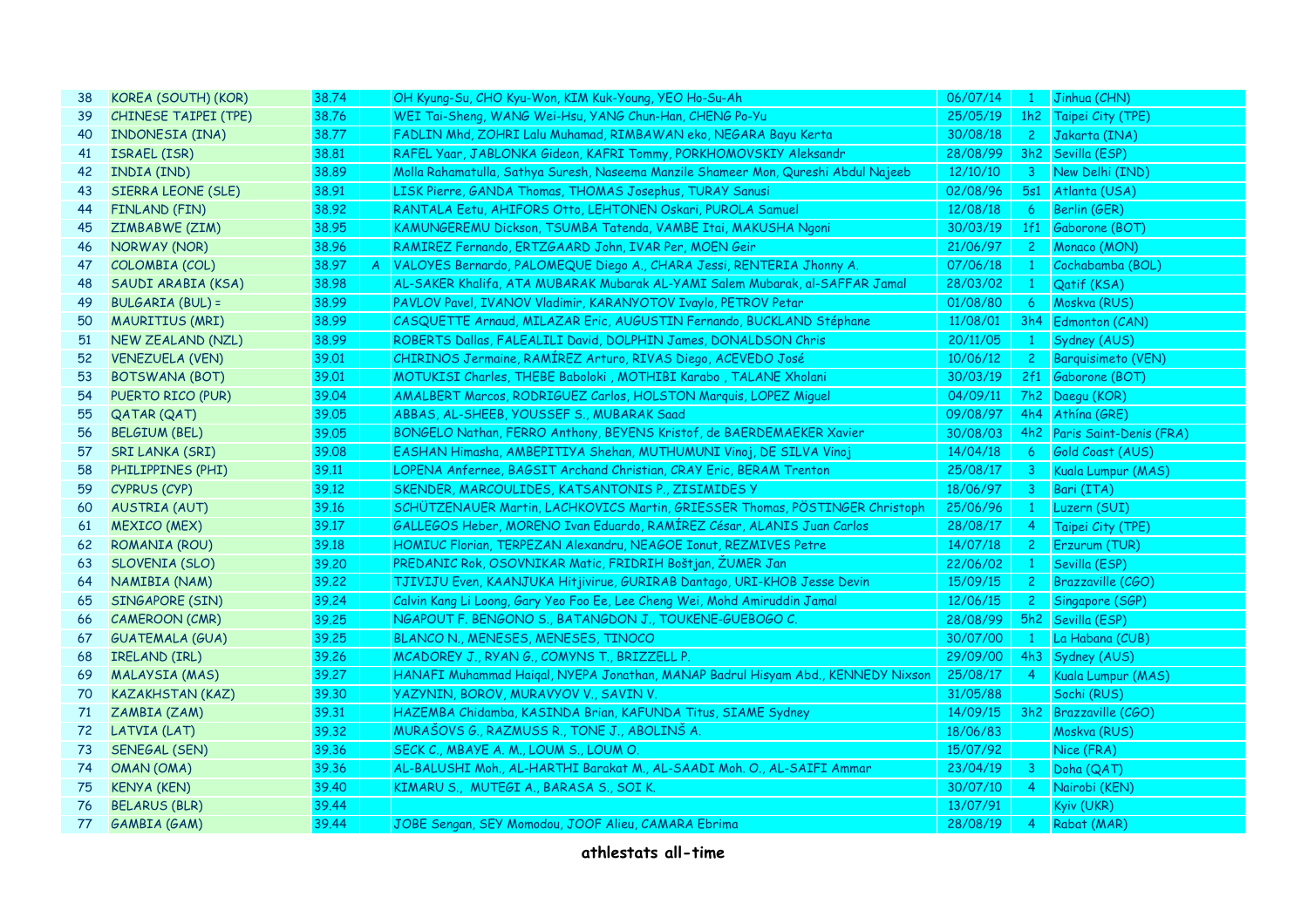| | | | | | | | |
|---|---|---|---|---|---|---|---|
| 38 | KOREA (SOUTH) (KOR) | 38.74 | | OH Kyung-Su, CHO Kyu-Won, KIM Kuk-Young, YEO Ho-Su-Ah | 06/07/14 | 1 | Jinhua (CHN) |
| 39 | CHINESE TAIPEI (TPE) | 38.76 | | WEI Tai-Sheng, WANG Wei-Hsu, YANG Chun-Han, CHENG Po-Yu | 25/05/19 | 1h2 | Taipei City (TPE) |
| 40 | INDONESIA (INA) | 38.77 | | FADLIN Mhd, ZOHRI Lalu Muhamad, RIMBAWAN eko, NEGARA Bayu Kerta | 30/08/18 | 2 | Jakarta (INA) |
| 41 | ISRAEL (ISR) | 38.81 | | RAFEL Yaar, JABLONKA Gideon, KAFRI Tommy, PORKHOMOVSKIY Aleksandr | 28/08/99 | 3h2 | Sevilla (ESP) |
| 42 | INDIA (IND) | 38.89 | | Molla Rahamatulla, Sathya Suresh, Naseema Manzile Shameer Mon, Qureshi Abdul Najeeb | 12/10/10 | 3 | New Delhi (IND) |
| 43 | SIERRA LEONE (SLE) | 38.91 | | LISK Pierre, GANDA Thomas, THOMAS Josephus, TURAY Sanusi | 02/08/96 | 5s1 | Atlanta (USA) |
| 44 | FINLAND (FIN) | 38.92 | | RANTALA Eetu, AHIFORS Otto, LEHTONEN Oskari, PUROLA Samuel | 12/08/18 | 6 | Berlin (GER) |
| 45 | ZIMBABWE (ZIM) | 38.95 | | KAMUNGEREMU Dickson, TSUMBA Tatenda, VAMBE Itai, MAKUSHA Ngoni | 30/03/19 | 1f1 | Gaborone (BOT) |
| 46 | NORWAY (NOR) | 38.96 | | RAMIREZ Fernando, ERTZGAARD John, IVAR Per, MOEN Geir | 21/06/97 | 2 | Monaco (MON) |
| 47 | COLOMBIA (COL) | 38.97 | A | VALOYES Bernardo, PALOMEQUE Diego A., CHARA Jessi, RENTERIA Jhonny A. | 07/06/18 | 1 | Cochabamba (BOL) |
| 48 | SAUDI ARABIA (KSA) | 38.98 | | AL-SAKER Khalifa, ATA MUBARAK Mubarak AL-YAMI Salem Mubarak, al-SAFFAR Jamal | 28/03/02 | 1 | Qatif (KSA) |
| 49 | BULGARIA (BUL) = | 38.99 | | PAVLOV Pavel, IVANOV Vladimir, KARANYOTOV Ivaylo, PETROV Petar | 01/08/80 | 6 | Moskva (RUS) |
| 50 | MAURITIUS (MRI) | 38.99 | | CASQUETTE Arnaud, MILAZAR Eric, AUGUSTIN Fernando, BUCKLAND Stéphane | 11/08/01 | 3h4 | Edmonton (CAN) |
| 51 | NEW ZEALAND (NZL) | 38.99 | | ROBERTS Dallas, FALEALILI David, DOLPHIN James, DONALDSON Chris | 20/11/05 | 1 | Sydney (AUS) |
| 52 | VENEZUELA (VEN) | 39.01 | | CHIRINOS Jermaine, RAMÍREZ Arturo, RIVAS Diego, ACEVEDO José | 10/06/12 | 2 | Barquisimeto (VEN) |
| 53 | BOTSWANA (BOT) | 39.01 | | MOTUKISI Charles, THEBE Baboloki , MOTHIBI Karabo , TALANE Xholani | 30/03/19 | 2f1 | Gaborone (BOT) |
| 54 | PUERTO RICO (PUR) | 39.04 | | AMALBERT Marcos, RODRIGUEZ Carlos, HOLSTON Marquis, LOPEZ Miguel | 04/09/11 | 7h2 | Daegu (KOR) |
| 55 | QATAR (QAT) | 39.05 | | ABBAS, AL-SHEEB, YOUSSEF S., MUBARAK Saad | 09/08/97 | 4h4 | Athína (GRE) |
| 56 | BELGIUM (BEL) | 39.05 | | BONGELO Nathan, FERRO Anthony, BEYENS Kristof, de BAERDEMAEKER Xavier | 30/08/03 | 4h2 | Paris Saint-Denis (FRA) |
| 57 | SRI LANKA (SRI) | 39.08 | | EASHAN Himasha, AMBEPITIYA Shehan, MUTHUMUNI Vinoj, DE SILVA Vinoj | 14/04/18 | 6 | Gold Coast (AUS) |
| 58 | PHILIPPINES (PHI) | 39.11 | | LOPENA Anfernee, BAGSIT Archand Christian, CRAY Eric, BERAM Trenton | 25/08/17 | 3 | Kuala Lumpur (MAS) |
| 59 | CYPRUS (CYP) | 39.12 | | SKENDER, MARCOULIDES, KATSANTONIS P., ZISIMIDES Y | 18/06/97 | 3 | Bari (ITA) |
| 60 | AUSTRIA (AUT) | 39.16 | | SCHÜTZENAUER Martin, LACHKOVICS Martin, GRIESSER Thomas, PÖSTINGER Christoph | 25/06/96 | 1 | Luzern (SUI) |
| 61 | MEXICO (MEX) | 39.17 | | GALLEGOS Heber, MORENO Ivan Eduardo, RAMÍREZ César, ALANIS Juan Carlos | 28/08/17 | 4 | Taipei City (TPE) |
| 62 | ROMANIA (ROU) | 39.18 | | HOMIUC Florian, TERPEZAN Alexandru, NEAGOE Ionut, REZMIVES Petre | 14/07/18 | 2 | Erzurum (TUR) |
| 63 | SLOVENIA (SLO) | 39.20 | | PREDANIC Rok, OSOVNIKAR Matic, FRIDRIH Boštjan, ŽUMER Jan | 22/06/02 | 1 | Sevilla (ESP) |
| 64 | NAMIBIA (NAM) | 39.22 | | TJIVIJU Even, KAANJUKA Hitjivirue, GURIRAB Dantago, URI-KHOB Jesse Devin | 15/09/15 | 2 | Brazzaville (CGO) |
| 65 | SINGAPORE (SIN) | 39.24 | | Calvin Kang Li Loong, Gary Yeo Foo Ee, Lee Cheng Wei, Mohd Amiruddin Jamal | 12/06/15 | 2 | Singapore (SGP) |
| 66 | CAMEROON (CMR) | 39.25 | | NGAPOUT F. BENGONO S., BATANGDON J., TOUKENE-GUEBOGO C. | 28/08/99 | 5h2 | Sevilla (ESP) |
| 67 | GUATEMALA (GUA) | 39.25 | | BLANCO N., MENESES, MENESES, TINOCO | 30/07/00 | 1 | La Habana (CUB) |
| 68 | IRELAND (IRL) | 39.26 | | MCADOREY J., RYAN G., COMYNS T., BRIZZELL P. | 29/09/00 | 4h3 | Sydney (AUS) |
| 69 | MALAYSIA (MAS) | 39.27 | | HANAFI Muhammad Haiqal, NYEPA Jonathan, MANAP Badrul Hisyam Abd., KENNEDY Nixson | 25/08/17 | 4 | Kuala Lumpur (MAS) |
| 70 | KAZAKHSTAN (KAZ) | 39.30 | | YAZYNIN, BOROV, MURAVYOV V., SAVIN V. | 31/05/88 | | Sochi (RUS) |
| 71 | ZAMBIA (ZAM) | 39.31 | | HAZEMBA Chidamba, KASINDA Brian, KAFUNDA Titus, SIAME Sydney | 14/09/15 | 3h2 | Brazzaville (CGO) |
| 72 | LATVIA (LAT) | 39.32 | | MURAŠOVS G., RAZMUSS R., TONE J., ABOLINŠ A. | 18/06/83 | | Moskva (RUS) |
| 73 | SENEGAL (SEN) | 39.36 | | SECK C., MBAYE A. M., LOUM S., LOUM O. | 15/07/92 | | Nice (FRA) |
| 74 | OMAN (OMA) | 39.36 | | AL-BALUSHI Moh., AL-HARTHI Barakat M., AL-SAADI Moh. O., AL-SAIFI Ammar | 23/04/19 | 3 | Doha (QAT) |
| 75 | KENYA (KEN) | 39.40 | | KIMARU S., MUTEGI A., BARASA S., SOI K. | 30/07/10 | 4 | Nairobi (KEN) |
| 76 | BELARUS (BLR) | 39.44 | | | 13/07/91 | | Kyiv (UKR) |
| 77 | GAMBIA (GAM) | 39.44 | | JOBE Sengan, SEY Momodou, JOOF Alieu, CAMARA Ebrima | 28/08/19 | 4 | Rabat (MAR) |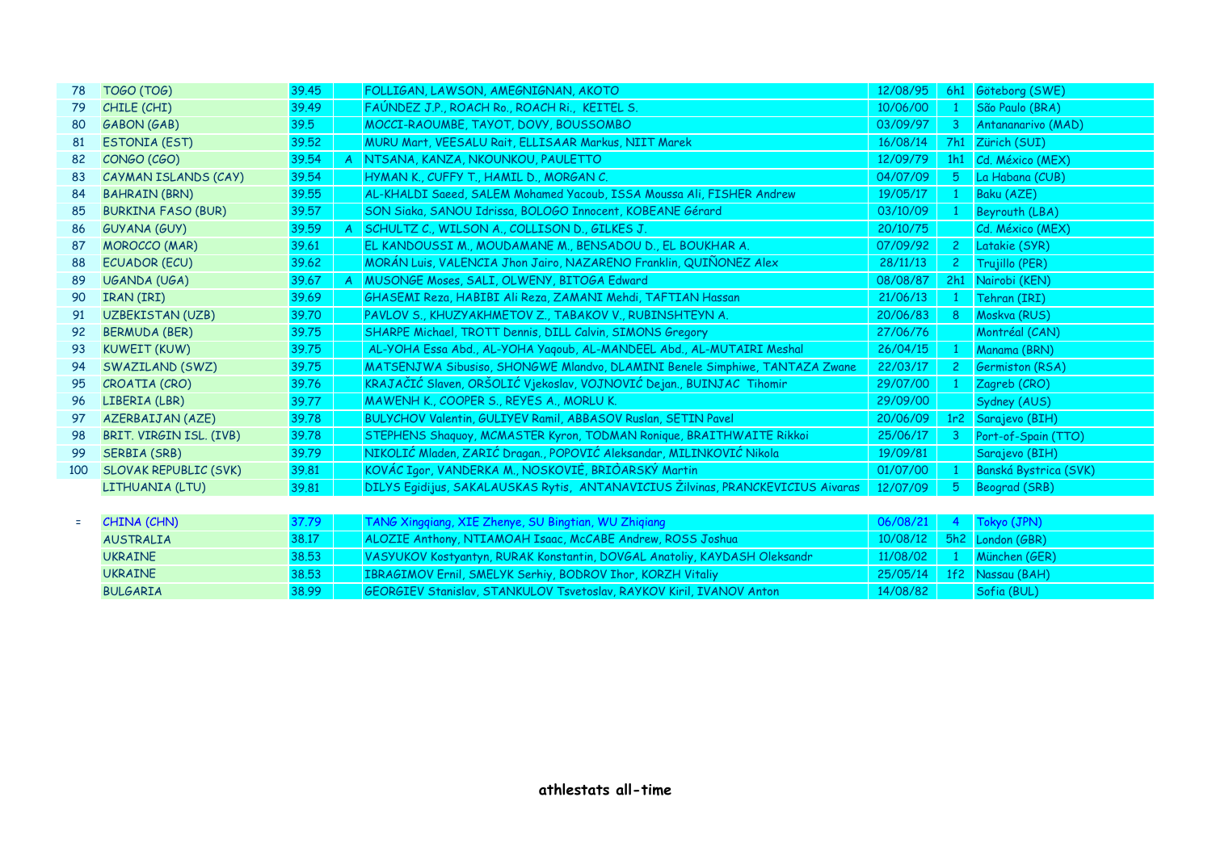| | | | | | | | |
|---|---|---|---|---|---|---|---|
| 78 | TOGO (TOG) | 39.45 | | FOLLIGAN, LAWSON, AMEGNIGNAN, AKOTO | 12/08/95 | 6h1 | Göteborg (SWE) |
| 79 | CHILE (CHI) | 39.49 | | FAÚNDEZ J.P., ROACH Ro., ROACH Ri., KEITEL S. | 10/06/00 | 1 | São Paulo (BRA) |
| 80 | GABON (GAB) | 39.5 | | MOCCI-RAOUMBE, TAYOT, DOVY, BOUSSOMBO | 03/09/97 | 3 | Antananarivo (MAD) |
| 81 | ESTONIA (EST) | 39.52 | | MURU Mart, VEESALU Rait, ELLISAAR Markus, NIIT Marek | 16/08/14 | 7h1 | Zürich (SUI) |
| 82 | CONGO (CGO) | 39.54 | A | NTSANA, KANZA, NKOUNKOU, PAULETTO | 12/09/79 | 1h1 | Cd. México (MEX) |
| 83 | CAYMAN ISLANDS (CAY) | 39.54 | | HYMAN K., CUFFY T., HAMIL D., MORGAN C. | 04/07/09 | 5 | La Habana (CUB) |
| 84 | BAHRAIN (BRN) | 39.55 | | AL-KHALDI Saeed, SALEM Mohamed Yacoub, ISSA Moussa Ali, FISHER Andrew | 19/05/17 | 1 | Baku (AZE) |
| 85 | BURKINA FASO (BUR) | 39.57 | | SON Siaka, SANOU Idrissa, BOLOGO Innocent, KOBEANE Gérard | 03/10/09 | 1 | Beyrouth (LBA) |
| 86 | GUYANA (GUY) | 39.59 | A | SCHULTZ C., WILSON A., COLLISON D., GILKES J. | 20/10/75 | | Cd. México (MEX) |
| 87 | MOROCCO (MAR) | 39.61 | | EL KANDOUSSI M., MOUDAMANE M., BENSADOU D., EL BOUKHAR A. | 07/09/92 | 2 | Latakie (SYR) |
| 88 | ECUADOR (ECU) | 39.62 | | MORÁN Luis, VALENCIA Jhon Jairo, NAZARENO Franklin, QUIÑONEZ Alex | 28/11/13 | 2 | Trujillo (PER) |
| 89 | UGANDA (UGA) | 39.67 | A | MUSONGE Moses, SALI, OLWENY, BITOGA Edward | 08/08/87 | 2h1 | Nairobi (KEN) |
| 90 | IRAN (IRI) | 39.69 | | GHASEMI Reza, HABIBI Ali Reza, ZAMANI Mehdi, TAFTIAN Hassan | 21/06/13 | 1 | Tehran (IRI) |
| 91 | UZBEKISTAN (UZB) | 39.70 | | PAVLOV S., KHUZYAKHMETOV Z., TABAKOV V., RUBINSHTEYN A. | 20/06/83 | 8 | Moskva (RUS) |
| 92 | BERMUDA (BER) | 39.75 | | SHARPE Michael, TROTT Dennis, DILL Calvin, SIMONS Gregory | 27/06/76 | | Montréal (CAN) |
| 93 | KUWEIT (KUW) | 39.75 | | AL-YOHA Essa Abd., AL-YOHA Yaqoub, AL-MANDEEL Abd., AL-MUTAIRI Meshal | 26/04/15 | 1 | Manama (BRN) |
| 94 | SWAZILAND (SWZ) | 39.75 | | MATSENJWA Sibusiso, SHONGWE Mlandvo, DLAMINI Benele Simphiwe, TANTAZA Zwane | 22/03/17 | 2 | Germiston (RSA) |
| 95 | CROATIA (CRO) | 39.76 | | KRAJAČIĆ Slaven, ORŠOLIĆ Vjekoslav, VOJNOVIĆ Dejan., BUINJAC Tihomir | 29/07/00 | 1 | Zagreb (CRO) |
| 96 | LIBERIA (LBR) | 39.77 | | MAWENH K., COOPER S., REYES A., MORLU K. | 29/09/00 | | Sydney (AUS) |
| 97 | AZERBAIJAN (AZE) | 39.78 | | BULYCHOV Valentin, GULIYEV Ramil, ABBASOV Ruslan, SETIN Pavel | 20/06/09 | 1r2 | Sarajevo (BIH) |
| 98 | BRIT. VIRGIN ISL. (IVB) | 39.78 | | STEPHENS Shaquoy, MCMASTER Kyron, TODMAN Ronique, BRAITHWAITE Rikkoi | 25/06/17 | 3 | Port-of-Spain (TTO) |
| 99 | SERBIA (SRB) | 39.79 | | NIKOLIĆ Mladen, ZARIĆ Dragan., POPOVIĆ Aleksandar, MILINKOVIĆ Nikola | 19/09/81 | | Sarajevo (BIH) |
| 100 | SLOVAK REPUBLIC (SVK) | 39.81 | | KOVÁC Igor, VANDERKA M., NOSKOVIČ, BRIÓARSKÝ Martin | 01/07/00 | 1 | Banská Bystrica (SVK) |
| | LITHUANIA (LTU) | 39.81 | | DILYS Egidijus, SAKALAUSKAS Rytis, ANTANAVICIUS Žilvinas, PRANCKEVICIUS Aivaras | 12/07/09 | 5 | Beograd (SRB) |
| | | | | | | | |
| = | CHINA (CHN) | 37.79 | | TANG Xingqiang, XIE Zhenye, SU Bingtian, WU Zhiqiang | 06/08/21 | 4 | Tokyo (JPN) |
| | AUSTRALIA | 38.17 | | ALOZIE Anthony, NTIAMOAH Isaac, McCABE Andrew, ROSS Joshua | 10/08/12 | 5h2 | London (GBR) |
| | UKRAINE | 38.53 | | VASYUKOV Kostyantyn, RURAK Konstantin, DOVGAL Anatoliy, KAYDASH Oleksandr | 11/08/02 | 1 | München (GER) |
| | UKRAINE | 38.53 | | IBRAGIMOV Ernil, SMELYK Serhiy, BODROV Ihor, KORZH Vitaliy | 25/05/14 | 1f2 | Nassau (BAH) |
| | BULGARIA | 38.99 | | GEORGIEV Stanislav, STANKULOV Tsvetoslav, RAYKOV Kiril, IVANOV Anton | 14/08/82 | | Sofia (BUL) |